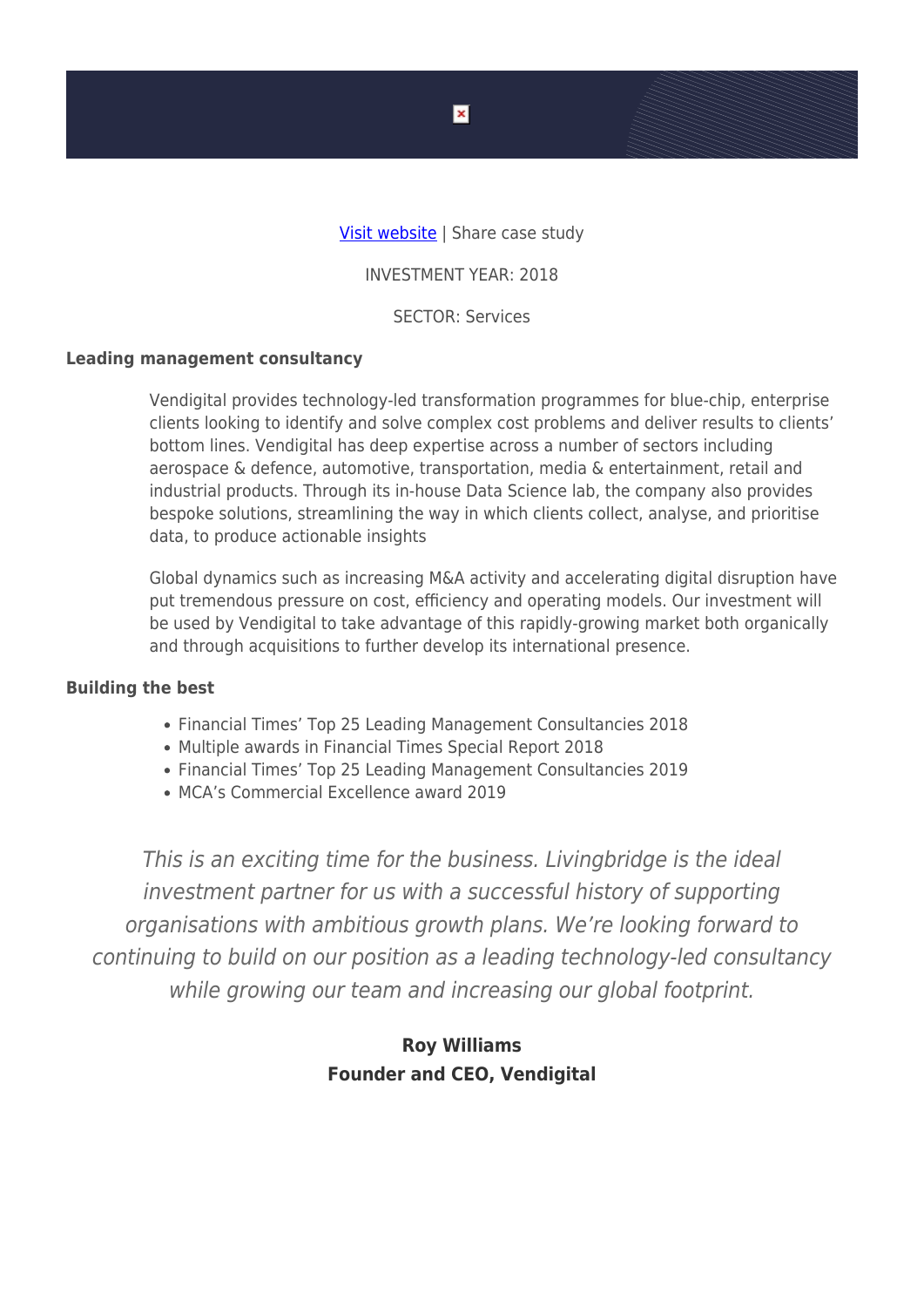[Visit website](#) | Share case study

INVESTMENT YEAR: 2018

SECTOR: Services

**Leading management consultancy**

Vendigital provides technology-led transformation programmes for blue-chip, enterprise clients looking to identify and solve complex cost problems and deliver results to clients' bottom lines. Vendigital has deep expertise across a number of sectors including aerospace & defence, automotive, transportation, media & entertainment, retail and industrial products. Through its in-house Data Science lab, the company also provides bespoke solutions, streamlining the way in which clients collect, analyse, and prioritise data, to produce actionable insights

Global dynamics such as increasing M&A activity and accelerating digital disruption have put tremendous pressure on cost, efficiency and operating models. Our investment will be used by Vendigital to take advantage of this rapidly-growing market both organically and through acquisitions to further develop its international presence.

**Building the best**

- Financial Times' Top 25 Leading Management Consultancies 2018
- Multiple awards in Financial Times Special Report 2018
- Financial Times' Top 25 Leading Management Consultancies 2019
- MCA's Commercial Excellence award 2019

*This is an exciting time for the business. Livingbridge is the ideal investment partner for us with a successful history of supporting organisations with ambitious growth plans. We're looking forward to continuing to build on our position as a leading technology-led consultancy while growing our team and increasing our global footprint.*

**Roy Williams**
**Founder and CEO, Vendigital**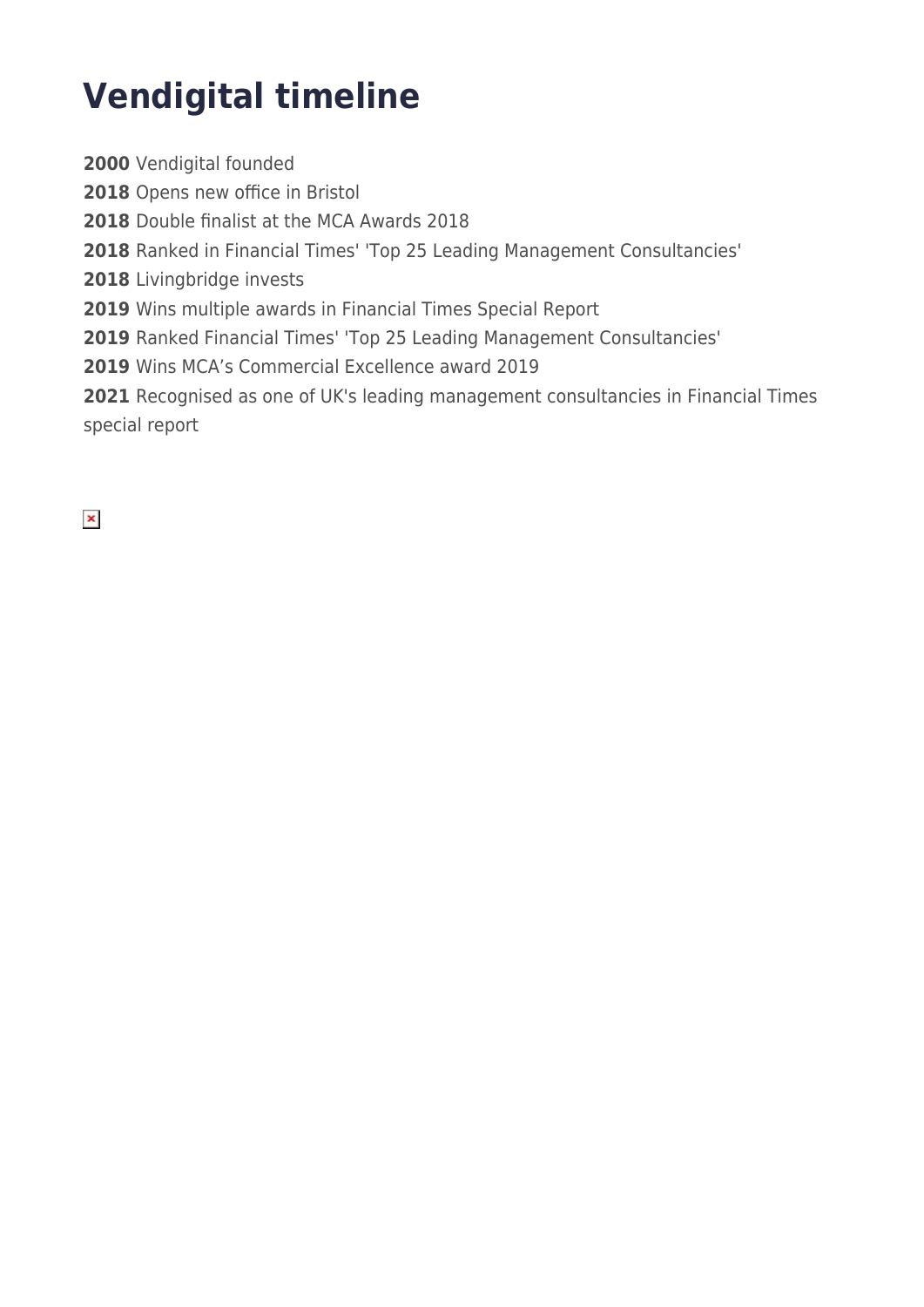# Vendigital timeline

**2000** Vendigital founded
**2018** Opens new office in Bristol
**2018** Double finalist at the MCA Awards 2018
**2018** Ranked in Financial Times' 'Top 25 Leading Management Consultancies'
**2018** Livingbridge invests
**2019** Wins multiple awards in Financial Times Special Report
**2019** Ranked Financial Times' 'Top 25 Leading Management Consultancies'
**2019** Wins MCA's Commercial Excellence award 2019
**2021** Recognised as one of UK's leading management consultancies in Financial Times special report